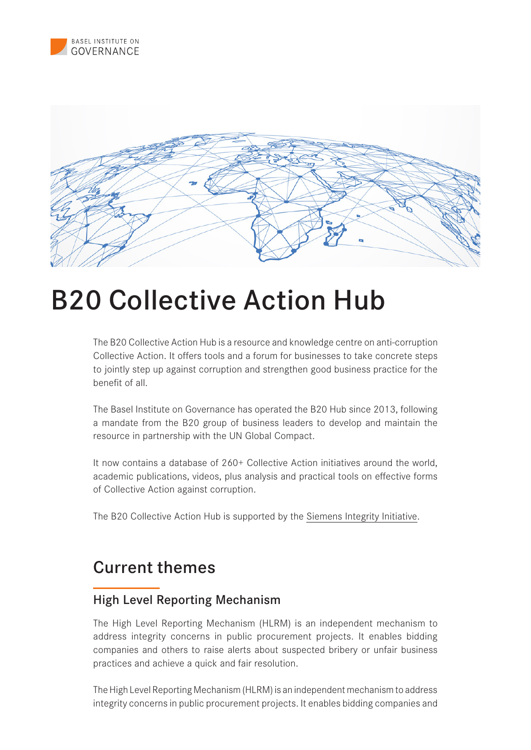BASEL INSTITUTE ON GOVERNANCE

# B20 Collective Action Hub

The B20 Collective Action Hub is a resource and knowledge centre on anti-corruption Collective Action. It offers tools and a forum for businesses to take concrete steps to jointly step up against corruption and strengthen good business practice for the benefit of all.

The Basel Institute on Governance has operated the B20 Hub since 2013, following a mandate from the B20 group of business leaders to develop and maintain the resource in partnership with the UN Global Compact.

It now contains a database of 260+ Collective Action initiatives around the world, academic publications, videos, plus analysis and practical tools on effective forms of Collective Action against corruption.

The B20 Collective Action Hub is supported by the Siemens Integrity Initiative.

## Current themes

### High Level Reporting Mechanism

The High Level Reporting Mechanism (HLRM) is an independent mechanism to address integrity concerns in public procurement projects. It enables bidding companies and others to raise alerts about suspected bribery or unfair business practices and achieve a quick and fair resolution.

The High Level Reporting Mechanism (HLRM) is an independent mechanism to address integrity concerns in public procurement projects. It enables bidding companies and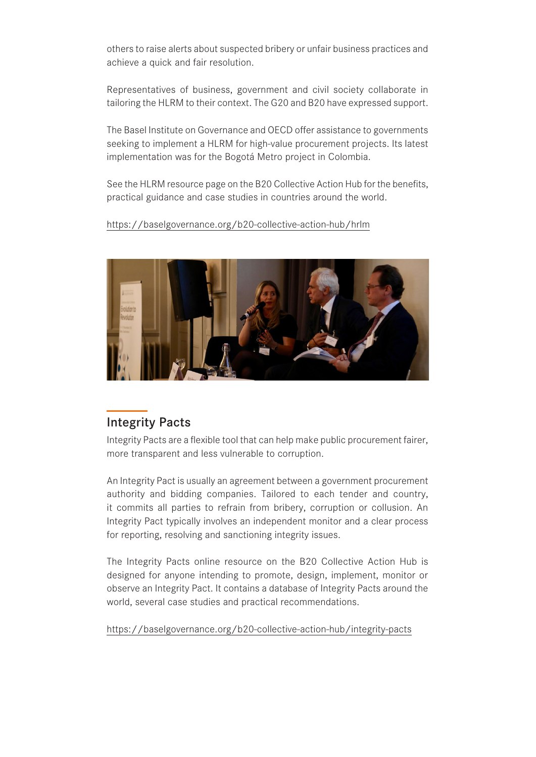others to raise alerts about suspected bribery or unfair business practices and achieve a quick and fair resolution.

Representatives of business, government and civil society collaborate in tailoring the HLRM to their context. The G20 and B20 have expressed support.

The Basel Institute on Governance and OECD offer assistance to governments seeking to implement a HLRM for high-value procurement projects. Its latest implementation was for the Bogotá Metro project in Colombia.

See the HLRM resource page on the B20 Collective Action Hub for the benefits, practical guidance and case studies in countries around the world.

https://baselgovernance.org/b20-collective-action-hub/hrlm

## Integrity Pacts

Integrity Pacts are a flexible tool that can help make public procurement fairer, more transparent and less vulnerable to corruption.

An Integrity Pact is usually an agreement between a government procurement authority and bidding companies. Tailored to each tender and country, it commits all parties to refrain from bribery, corruption or collusion. An Integrity Pact typically involves an independent monitor and a clear process for reporting, resolving and sanctioning integrity issues.

The Integrity Pacts online resource on the B20 Collective Action Hub is designed for anyone intending to promote, design, implement, monitor or observe an Integrity Pact. It contains a database of Integrity Pacts around the world, several case studies and practical recommendations.

https://baselgovernance.org/b20-collective-action-hub/integrity-pacts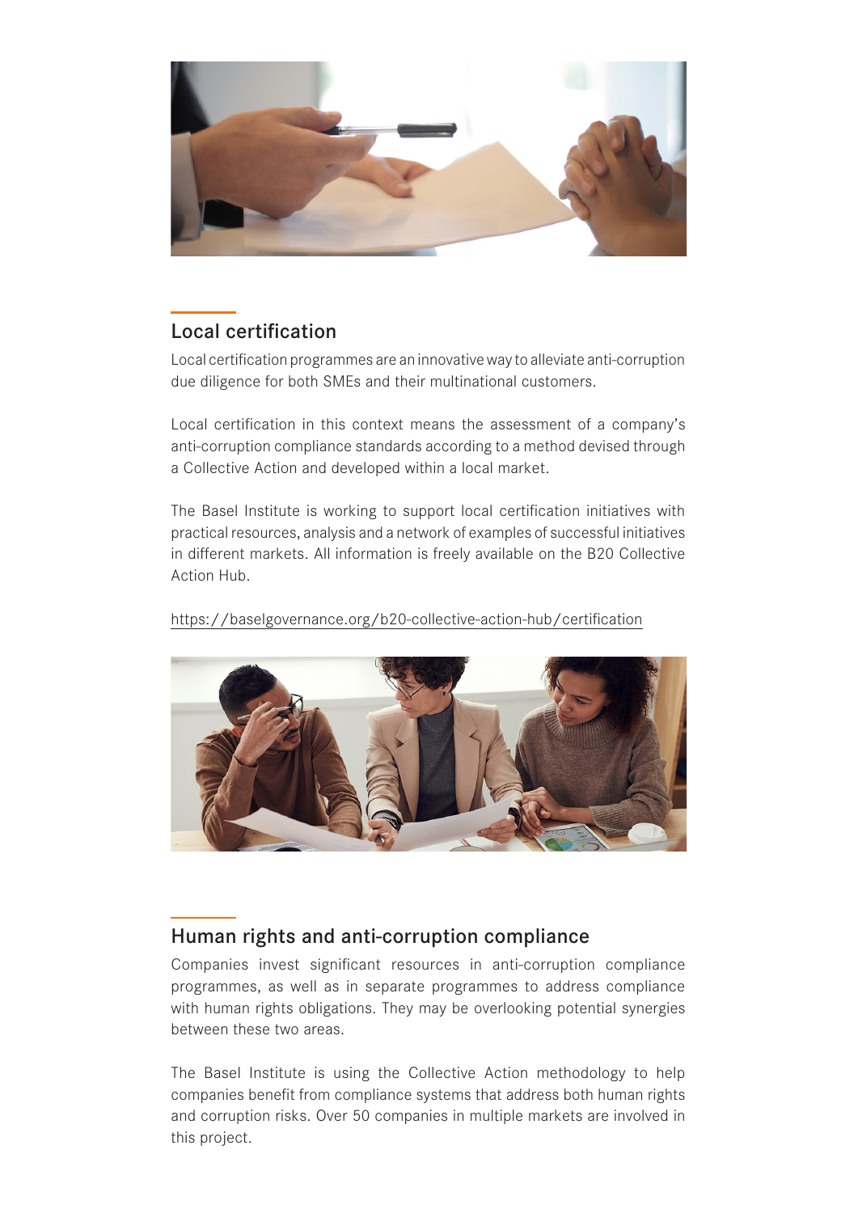## Local certification

Local certification programmes are an innovative way to alleviate anti-corruption due diligence for both SMEs and their multinational customers.

Local certification in this context means the assessment of a company's anti-corruption compliance standards according to a method devised through a Collective Action and developed within a local market.

The Basel Institute is working to support local certification initiatives with practical resources, analysis and a network of examples of successful initiatives in different markets. All information is freely available on the B20 Collective Action Hub.

https://baselgovernance.org/b20-collective-action-hub/certification

## Human rights and anti-corruption compliance

Companies invest significant resources in anti-corruption compliance programmes, as well as in separate programmes to address compliance with human rights obligations. They may be overlooking potential synergies between these two areas.

The Basel Institute is using the Collective Action methodology to help companies benefit from compliance systems that address both human rights and corruption risks. Over 50 companies in multiple markets are involved in this project.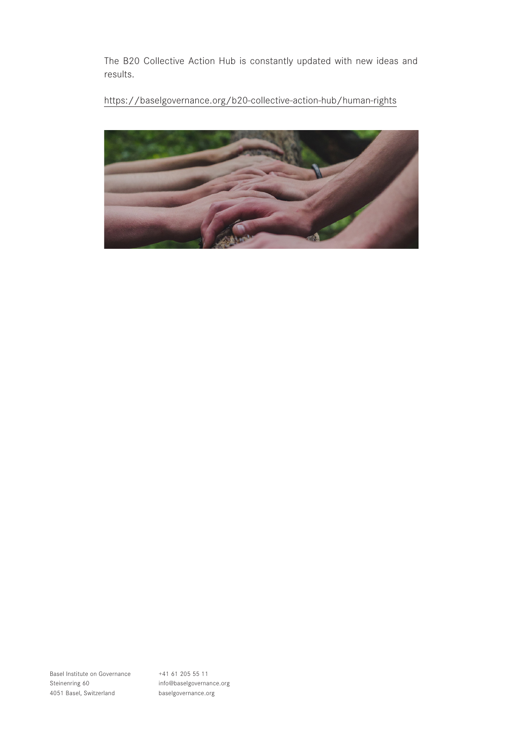The B20 Collective Action Hub is constantly updated with new ideas and results.

https://baselgovernance.org/b20-collective-action-hub/human-rights